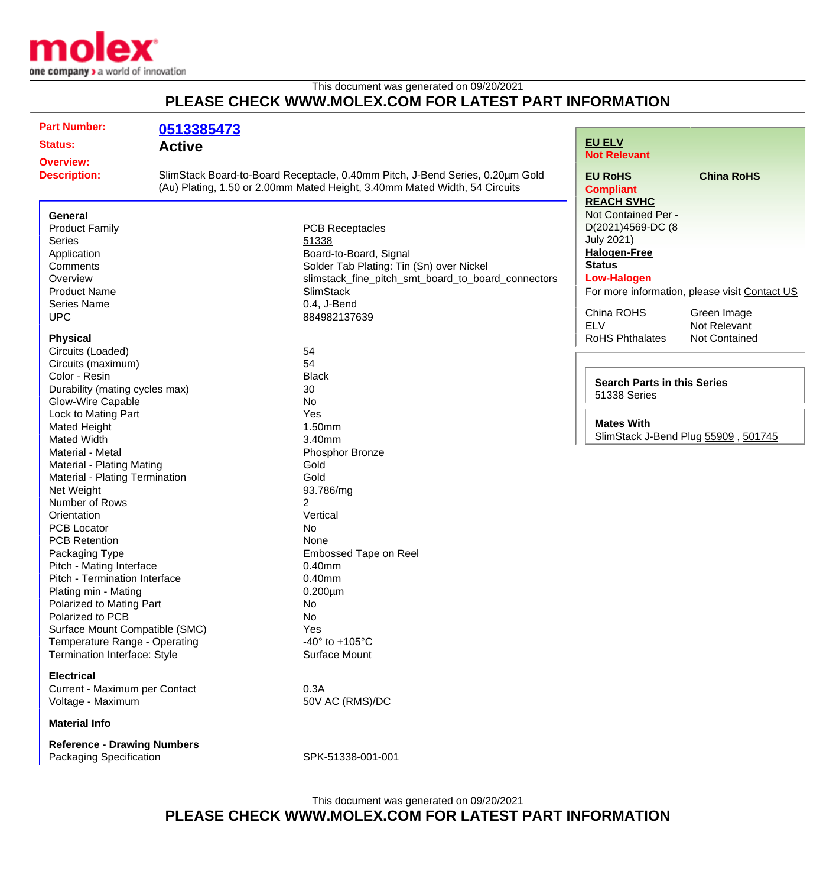This document was generated on 09/20/2021

## PLEASE CHECK WWW.MOLEX.COM FOR LATEST PART INFORMATION

**Part Number:** 0513385473

**Status:** Active

**Overview:**

**Description:** SlimStack Board-to-Board Receptacle, 0.40mm Pitch, J-Bend Series, 0.20µm Gold (Au) Plating, 1.50 or 2.00mm Mated Height, 3.40mm Mated Width, 54 Circuits

### General

| | |
|---|---|
| Product Family | PCB Receptacles |
| Series | 51338 |
| Application | Board-to-Board, Signal |
| Comments | Solder Tab Plating: Tin (Sn) over Nickel |
| Overview | slimstack_fine_pitch_smt_board_to_board_connectors |
| Product Name | SlimStack |
| Series Name | 0.4, J-Bend |
| UPC | 884982137639 |

### Physical

| | |
|---|---|
| Circuits (Loaded) | 54 |
| Circuits (maximum) | 54 |
| Color - Resin | Black |
| Durability (mating cycles max) | 30 |
| Glow-Wire Capable | No |
| Lock to Mating Part | Yes |
| Mated Height | 1.50mm |
| Mated Width | 3.40mm |
| Material - Metal | Phosphor Bronze |
| Material - Plating Mating | Gold |
| Material - Plating Termination | Gold |
| Net Weight | 93.786/mg |
| Number of Rows | 2 |
| Orientation | Vertical |
| PCB Locator | No |
| PCB Retention | None |
| Packaging Type | Embossed Tape on Reel |
| Pitch - Mating Interface | 0.40mm |
| Pitch - Termination Interface | 0.40mm |
| Plating min - Mating | 0.200µm |
| Polarized to Mating Part | No |
| Polarized to PCB | No |
| Surface Mount Compatible (SMC) | Yes |
| Temperature Range - Operating | -40° to +105°C |
| Termination Interface: Style | Surface Mount |

### Electrical

| | |
|---|---|
| Current - Maximum per Contact | 0.3A |
| Voltage - Maximum | 50V AC (RMS)/DC |

### Material Info

### Reference - Drawing Numbers

| | |
|---|---|
| Packaging Specification | SPK-51338-001-001 |

**EU ELV**
Not Relevant

**EU RoHS**
Compliant

**China RoHS**

**REACH SVHC**
Not Contained Per - D(2021)4569-DC (8 July 2021)

**Halogen-Free Status**
Low-Halogen

For more information, please visit Contact US

| | |
|---|---|
| China ROHS | Green Image |
| ELV | Not Relevant |
| RoHS Phthalates | Not Contained |

**Search Parts in this Series**
51338 Series

**Mates With**
SlimStack J-Bend Plug 55909 , 501745

This document was generated on 09/20/2021

## PLEASE CHECK WWW.MOLEX.COM FOR LATEST PART INFORMATION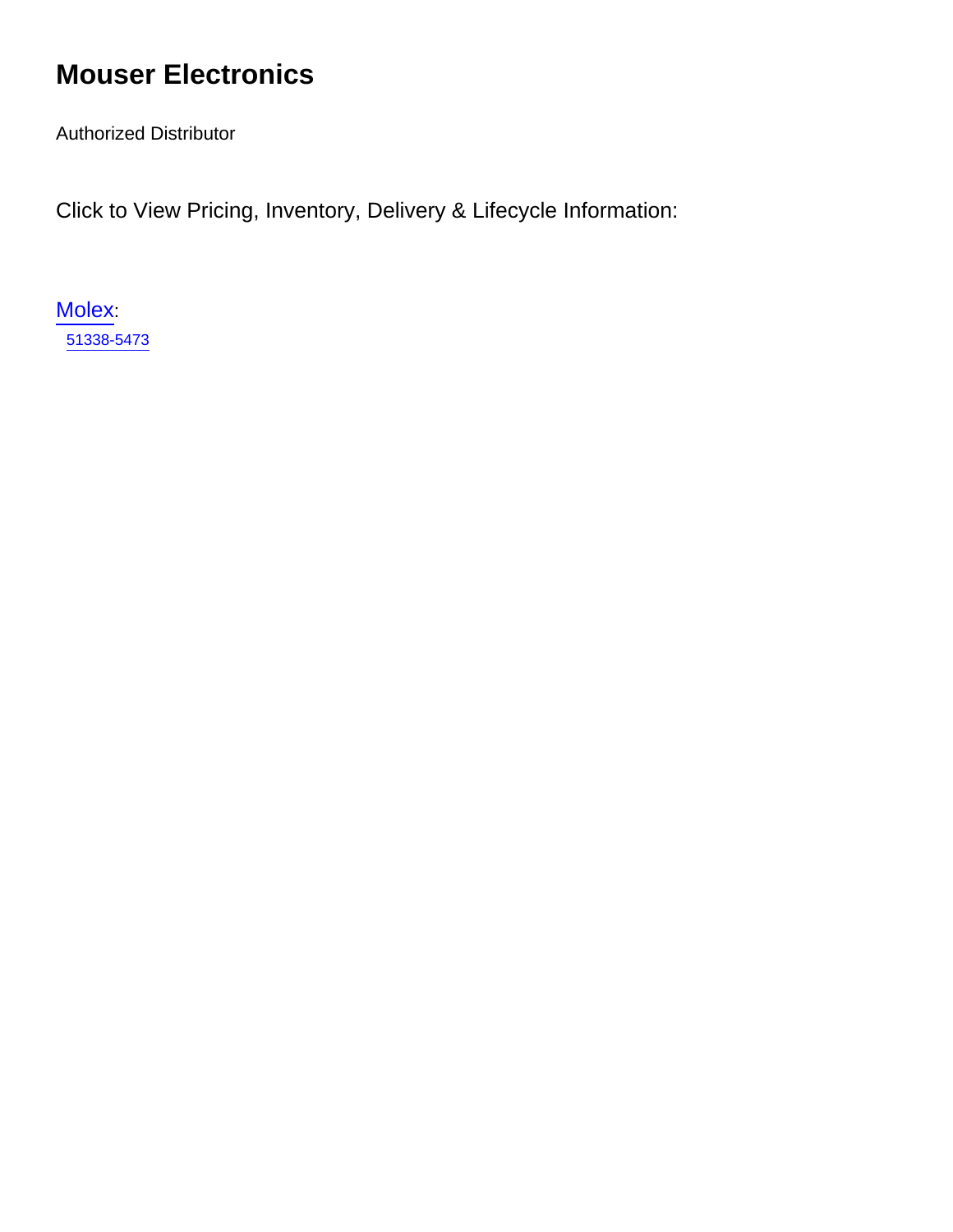# Mouser Electronics

Authorized Distributor

Click to View Pricing, Inventory, Delivery & Lifecycle Information:

Molex:

51338-5473